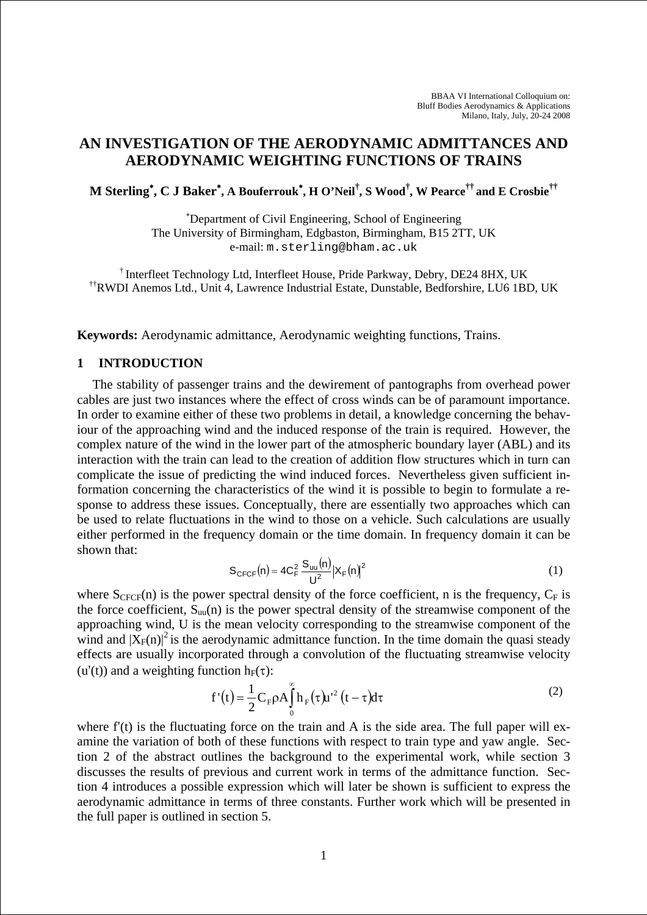BBAA VI International Colloquium on:
Bluff Bodies Aerodynamics & Applications
Milano, Italy, July, 20-24 2008

# AN INVESTIGATION OF THE AERODYNAMIC ADMITTANCES AND AERODYNAMIC WEIGHTING FUNCTIONS OF TRAINS

**M Sterling[*], C J Baker[*], A Bouferrouk[*], H O'Neil[†], S Wood[†], W Pearce[††] and E Crosbie[††]**

[*]Department of Civil Engineering, School of Engineering
The University of Birmingham, Edgbaston, Birmingham, B15 2TT, UK
e-mail: m.sterling@bham.ac.uk

[†] Interfleet Technology Ltd, Interfleet House, Pride Parkway, Debry, DE24 8HX, UK
[††]RWDI Anemos Ltd., Unit 4, Lawrence Industrial Estate, Dunstable, Bedforshire, LU6 1BD, UK

**Keywords:** Aerodynamic admittance, Aerodynamic weighting functions, Trains.

## 1 INTRODUCTION

The stability of passenger trains and the dewirement of pantographs from overhead power cables are just two instances where the effect of cross winds can be of paramount importance. In order to examine either of these two problems in detail, a knowledge concerning the behaviour of the approaching wind and the induced response of the train is required. However, the complex nature of the wind in the lower part of the atmospheric boundary layer (ABL) and its interaction with the train can lead to the creation of addition flow structures which in turn can complicate the issue of predicting the wind induced forces. Nevertheless given sufficient information concerning the characteristics of the wind it is possible to begin to formulate a response to address these issues. Conceptually, there are essentially two approaches which can be used to relate fluctuations in the wind to those on a vehicle. Such calculations are usually either performed in the frequency domain or the time domain. In frequency domain it can be shown that:

$$S_{CFCF}(n) = 4C_F^2 \frac{S_{uu}(n)}{U^2} \left|X_F(n)\right|^2 \tag{1}$$

where $S_{CFCF}(n)$ is the power spectral density of the force coefficient, n is the frequency, $C_F$ is the force coefficient, $S_{uu}(n)$ is the power spectral density of the streamwise component of the approaching wind, U is the mean velocity corresponding to the streamwise component of the wind and $|X_F(n)|^2$ is the aerodynamic admittance function. In the time domain the quasi steady effects are usually incorporated through a convolution of the fluctuating streamwise velocity ($u'(t)$) and a weighting function $h_F(\tau)$:

$$f'(t) = \frac{1}{2} C_F \rho A \int_0^\infty h_F(\tau) u'^2 (t-\tau) d\tau \tag{2}$$

where $f'(t)$ is the fluctuating force on the train and A is the side area. The full paper will examine the variation of both of these functions with respect to train type and yaw angle. Section 2 of the abstract outlines the background to the experimental work, while section 3 discusses the results of previous and current work in terms of the admittance function. Section 4 introduces a possible expression which will later be shown is sufficient to express the aerodynamic admittance in terms of three constants. Further work which will be presented in the full paper is outlined in section 5.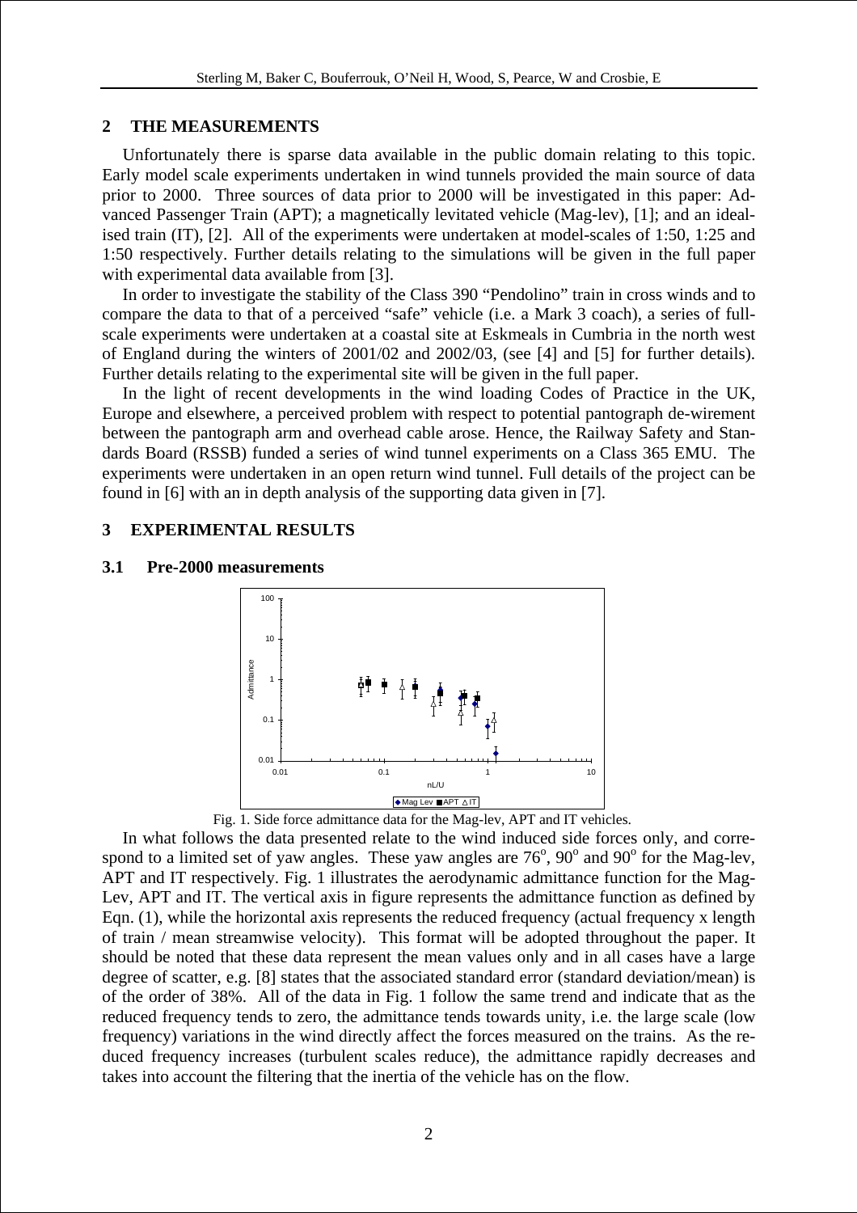## 2 THE MEASUREMENTS

Unfortunately there is sparse data available in the public domain relating to this topic. Early model scale experiments undertaken in wind tunnels provided the main source of data prior to 2000. Three sources of data prior to 2000 will be investigated in this paper: Advanced Passenger Train (APT); a magnetically levitated vehicle (Mag-lev), [1]; and an idealised train (IT), [2]. All of the experiments were undertaken at model-scales of 1:50, 1:25 and 1:50 respectively. Further details relating to the simulations will be given in the full paper with experimental data available from [3].

In order to investigate the stability of the Class 390 "Pendolino" train in cross winds and to compare the data to that of a perceived "safe" vehicle (i.e. a Mark 3 coach), a series of full-scale experiments were undertaken at a coastal site at Eskmeals in Cumbria in the north west of England during the winters of 2001/02 and 2002/03, (see [4] and [5] for further details). Further details relating to the experimental site will be given in the full paper.

In the light of recent developments in the wind loading Codes of Practice in the UK, Europe and elsewhere, a perceived problem with respect to potential pantograph de-wirement between the pantograph arm and overhead cable arose. Hence, the Railway Safety and Standards Board (RSSB) funded a series of wind tunnel experiments on a Class 365 EMU. The experiments were undertaken in an open return wind tunnel. Full details of the project can be found in [6] with an in depth analysis of the supporting data given in [7].

## 3 EXPERIMENTAL RESULTS

### 3.1 Pre-2000 measurements

Fig. 1. Side force admittance data for the Mag-lev, APT and IT vehicles.

In what follows the data presented relate to the wind induced side forces only, and correspond to a limited set of yaw angles. These yaw angles are $76^o$, $90^o$ and $90^o$ for the Mag-lev, APT and IT respectively. Fig. 1 illustrates the aerodynamic admittance function for the Mag-Lev, APT and IT. The vertical axis in figure represents the admittance function as defined by Eqn. (1), while the horizontal axis represents the reduced frequency (actual frequency x length of train / mean streamwise velocity). This format will be adopted throughout the paper. It should be noted that these data represent the mean values only and in all cases have a large degree of scatter, e.g. [8] states that the associated standard error (standard deviation/mean) is of the order of 38%. All of the data in Fig. 1 follow the same trend and indicate that as the reduced frequency tends to zero, the admittance tends towards unity, i.e. the large scale (low frequency) variations in the wind directly affect the forces measured on the trains. As the reduced frequency increases (turbulent scales reduce), the admittance rapidly decreases and takes into account the filtering that the inertia of the vehicle has on the flow.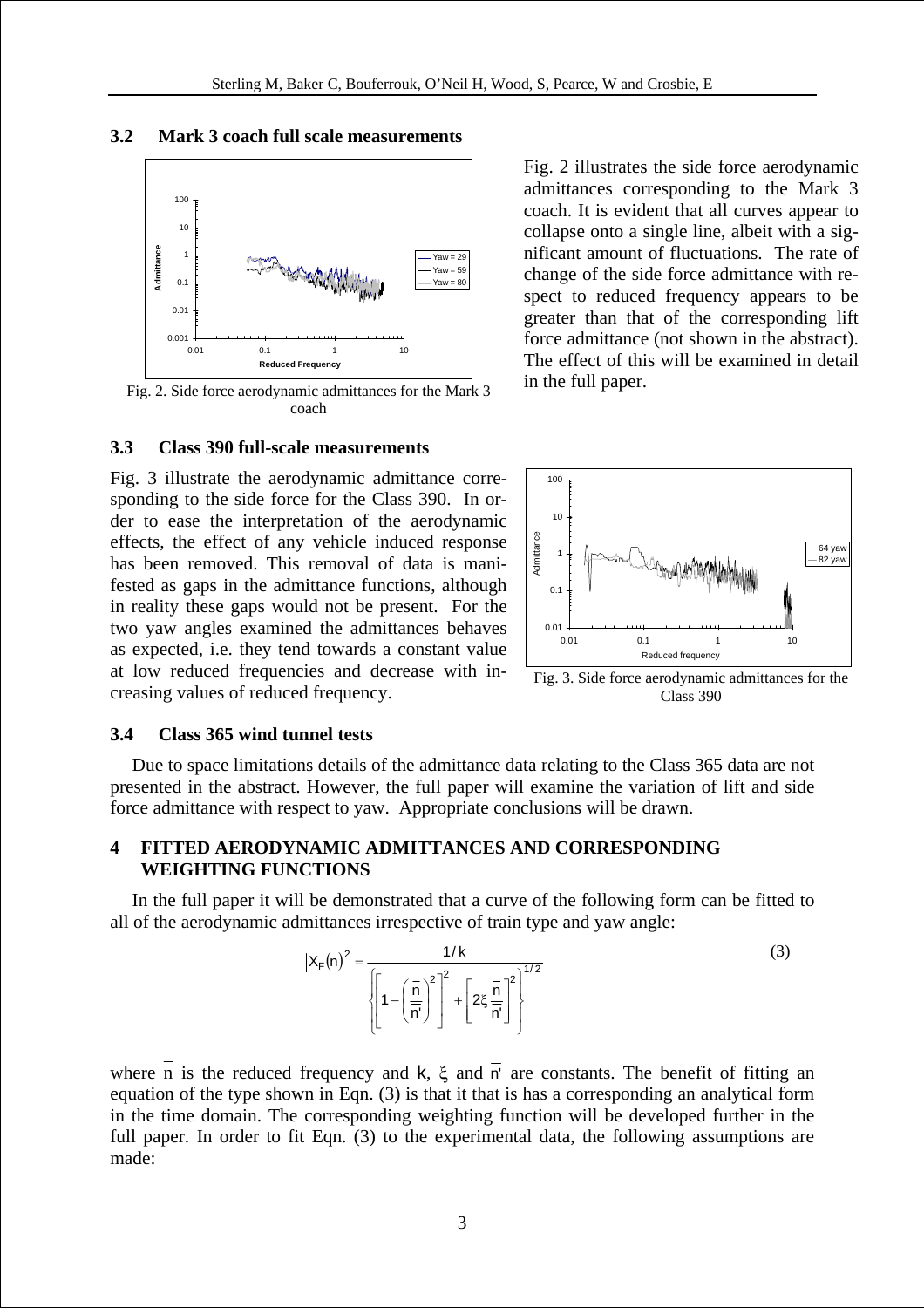### 3.2 Mark 3 coach full scale measurements

Fig. 2. Side force aerodynamic admittances for the Mark 3 coach

Fig. 2 illustrates the side force aerodynamic admittances corresponding to the Mark 3 coach. It is evident that all curves appear to collapse onto a single line, albeit with a significant amount of fluctuations. The rate of change of the side force admittance with respect to reduced frequency appears to be greater than that of the corresponding lift force admittance (not shown in the abstract). The effect of this will be examined in detail in the full paper.

### 3.3 Class 390 full-scale measurements

Fig. 3 illustrate the aerodynamic admittance corresponding to the side force for the Class 390. In order to ease the interpretation of the aerodynamic effects, the effect of any vehicle induced response has been removed. This removal of data is manifested as gaps in the admittance functions, although in reality these gaps would not be present. For the two yaw angles examined the admittances behaves as expected, i.e. they tend towards a constant value at low reduced frequencies and decrease with increasing values of reduced frequency.

Fig. 3. Side force aerodynamic admittances for the Class 390

### 3.4 Class 365 wind tunnel tests

Due to space limitations details of the admittance data relating to the Class 365 data are not presented in the abstract. However, the full paper will examine the variation of lift and side force admittance with respect to yaw. Appropriate conclusions will be drawn.

## 4 FITTED AERODYNAMIC ADMITTANCES AND CORRESPONDING WEIGHTING FUNCTIONS

In the full paper it will be demonstrated that a curve of the following form can be fitted to all of the aerodynamic admittances irrespective of train type and yaw angle:

$$|X_F(n)|^2 = \frac{1/k}{\left\{\left[1-\left(\dfrac{\bar{n}}{\bar{n}'}\right)^2\right]^2 + \left[2\xi\dfrac{\bar{n}}{\bar{n}'}\right]^2\right\}^{1/2}} \tag{3}$$

where $\bar{n}$ is the reduced frequency and $k$, $\xi$ and $\bar{n}'$ are constants. The benefit of fitting an equation of the type shown in Eqn. (3) is that it that is has a corresponding an analytical form in the time domain. The corresponding weighting function will be developed further in the full paper. In order to fit Eqn. (3) to the experimental data, the following assumptions are made: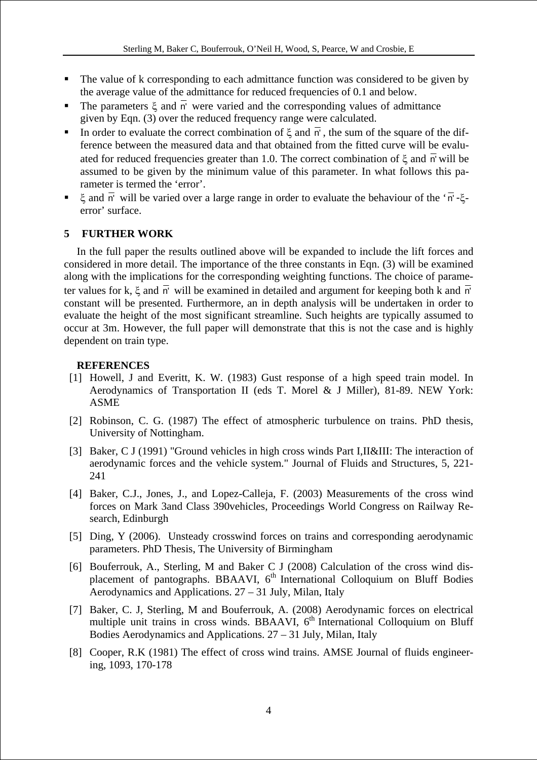- The value of k corresponding to each admittance function was considered to be given by the average value of the admittance for reduced frequencies of 0.1 and below.
- The parameters $\xi$ and $\overline{n'}$ were varied and the corresponding values of admittance given by Eqn. (3) over the reduced frequency range were calculated.
- In order to evaluate the correct combination of $\xi$ and $\overline{n'}$, the sum of the square of the difference between the measured data and that obtained from the fitted curve will be evaluated for reduced frequencies greater than 1.0. The correct combination of $\xi$ and $\overline{n'}$ will be assumed to be given by the minimum value of this parameter. In what follows this parameter is termed the 'error'.
- $\xi$ and $\overline{n'}$ will be varied over a large range in order to evaluate the behaviour of the '$\overline{n'}$-$\xi$-error' surface.

## 5 FURTHER WORK

In the full paper the results outlined above will be expanded to include the lift forces and considered in more detail. The importance of the three constants in Eqn. (3) will be examined along with the implications for the corresponding weighting functions. The choice of parameter values for k, $\xi$ and $\overline{n'}$ will be examined in detailed and argument for keeping both k and $\overline{n'}$ constant will be presented. Furthermore, an in depth analysis will be undertaken in order to evaluate the height of the most significant streamline. Such heights are typically assumed to occur at 3m. However, the full paper will demonstrate that this is not the case and is highly dependent on train type.

### REFERENCES

[1] Howell, J and Everitt, K. W. (1983) Gust response of a high speed train model. In Aerodynamics of Transportation II (eds T. Morel & J Miller), 81-89. NEW York: ASME

[2] Robinson, C. G. (1987) The effect of atmospheric turbulence on trains. PhD thesis, University of Nottingham.

[3] Baker, C J (1991) "Ground vehicles in high cross winds Part I,II&III: The interaction of aerodynamic forces and the vehicle system." Journal of Fluids and Structures, 5, 221-241

[4] Baker, C.J., Jones, J., and Lopez-Calleja, F. (2003) Measurements of the cross wind forces on Mark 3and Class 390vehicles, Proceedings World Congress on Railway Research, Edinburgh

[5] Ding, Y (2006). Unsteady crosswind forces on trains and corresponding aerodynamic parameters. PhD Thesis, The University of Birmingham

[6] Bouferrouk, A., Sterling, M and Baker C J (2008) Calculation of the cross wind displacement of pantographs. BBAAVI, 6th International Colloquium on Bluff Bodies Aerodynamics and Applications. 27 – 31 July, Milan, Italy

[7] Baker, C. J, Sterling, M and Bouferrouk, A. (2008) Aerodynamic forces on electrical multiple unit trains in cross winds. BBAAVI, 6th International Colloquium on Bluff Bodies Aerodynamics and Applications. 27 – 31 July, Milan, Italy

[8] Cooper, R.K (1981) The effect of cross wind trains. AMSE Journal of fluids engineering, 1093, 170-178